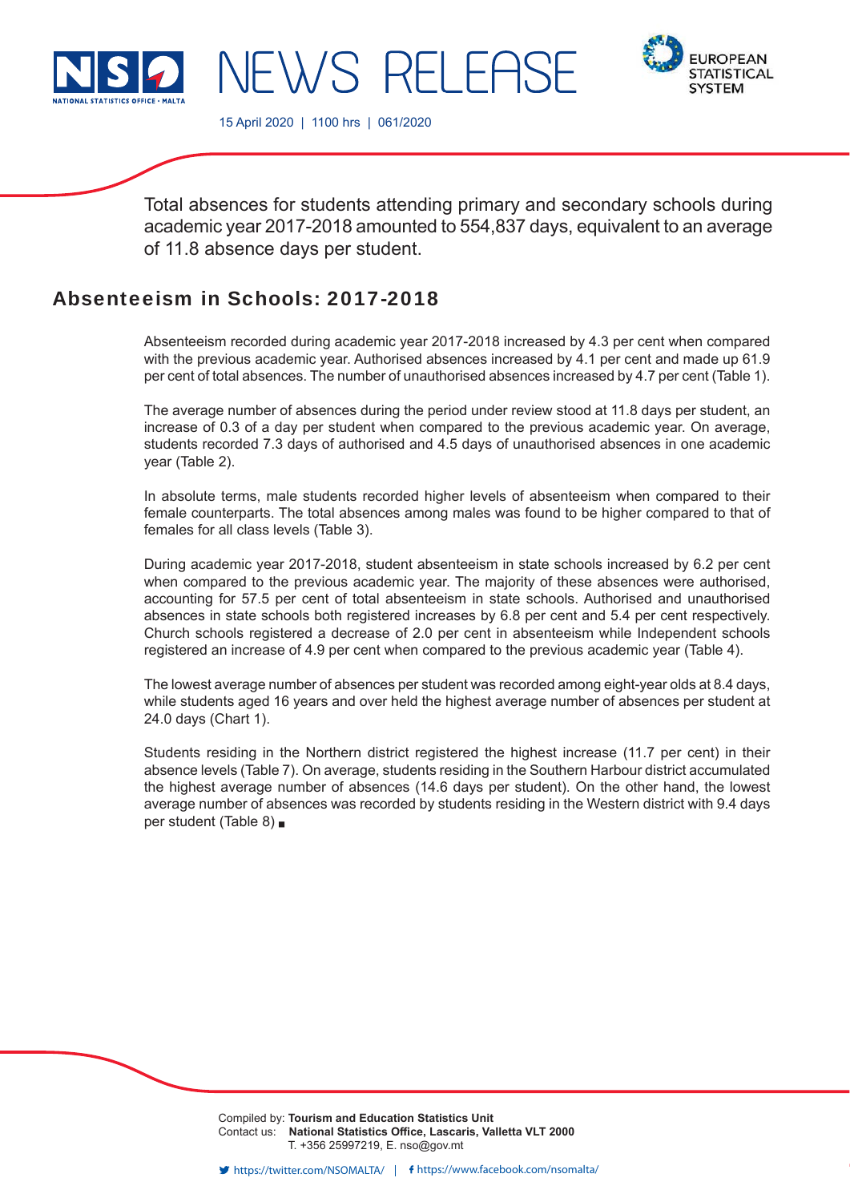# NEWS RELEASE

15 April 2020 | 1100 hrs | 061/2020

Total absences for students attending primary and secondary schools during academic year 2017-2018 amounted to 554,837 days, equivalent to an average of 11.8 absence days per student.

## Absenteeism in Schools: 2017-2018

Absenteeism recorded during academic year 2017-2018 increased by 4.3 per cent when compared with the previous academic year. Authorised absences increased by 4.1 per cent and made up 61.9 per cent of total absences. The number of unauthorised absences increased by 4.7 per cent (Table 1).

The average number of absences during the period under review stood at 11.8 days per student, an increase of 0.3 of a day per student when compared to the previous academic year. On average, students recorded 7.3 days of authorised and 4.5 days of unauthorised absences in one academic year (Table 2).

In absolute terms, male students recorded higher levels of absenteeism when compared to their female counterparts. The total absences among males was found to be higher compared to that of females for all class levels (Table 3).

During academic year 2017-2018, student absenteeism in state schools increased by 6.2 per cent when compared to the previous academic year. The majority of these absences were authorised, accounting for 57.5 per cent of total absenteeism in state schools. Authorised and unauthorised absences in state schools both registered increases by 6.8 per cent and 5.4 per cent respectively. Church schools registered a decrease of 2.0 per cent in absenteeism while Independent schools registered an increase of 4.9 per cent when compared to the previous academic year (Table 4).

The lowest average number of absences per student was recorded among eight-year olds at 8.4 days, while students aged 16 years and over held the highest average number of absences per student at 24.0 days (Chart 1).

Students residing in the Northern district registered the highest increase (11.7 per cent) in their absence levels (Table 7). On average, students residing in the Southern Harbour district accumulated the highest average number of absences (14.6 days per student). On the other hand, the lowest average number of absences was recorded by students residing in the Western district with 9.4 days per student (Table 8) ■

Compiled by: **Tourism and Education Statistics Unit**
Contact us: **National Statistics Office, Lascaris, Valletta VLT 2000**
T. +356 25997219, E. nso@gov.mt

https://twitter.com/NSOMALTA/ | https://www.facebook.com/nsomalta/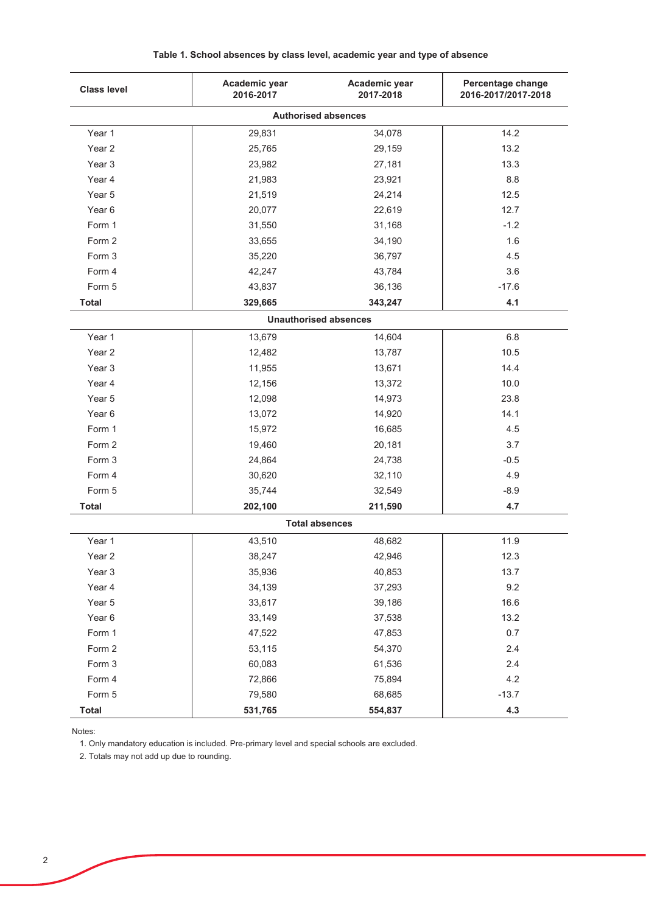**Table 1. School absences by class level, academic year and type of absence**

| Class level | Academic year 2016-2017 | Academic year 2017-2018 | Percentage change 2016-2017/2017-2018 |
|---|---|---|---|
| **Authorised absences** | | | |
| Year 1 | 29,831 | 34,078 | 14.2 |
| Year 2 | 25,765 | 29,159 | 13.2 |
| Year 3 | 23,982 | 27,181 | 13.3 |
| Year 4 | 21,983 | 23,921 | 8.8 |
| Year 5 | 21,519 | 24,214 | 12.5 |
| Year 6 | 20,077 | 22,619 | 12.7 |
| Form 1 | 31,550 | 31,168 | -1.2 |
| Form 2 | 33,655 | 34,190 | 1.6 |
| Form 3 | 35,220 | 36,797 | 4.5 |
| Form 4 | 42,247 | 43,784 | 3.6 |
| Form 5 | 43,837 | 36,136 | -17.6 |
| **Total** | **329,665** | **343,247** | **4.1** |
| **Unauthorised absences** | | | |
| Year 1 | 13,679 | 14,604 | 6.8 |
| Year 2 | 12,482 | 13,787 | 10.5 |
| Year 3 | 11,955 | 13,671 | 14.4 |
| Year 4 | 12,156 | 13,372 | 10.0 |
| Year 5 | 12,098 | 14,973 | 23.8 |
| Year 6 | 13,072 | 14,920 | 14.1 |
| Form 1 | 15,972 | 16,685 | 4.5 |
| Form 2 | 19,460 | 20,181 | 3.7 |
| Form 3 | 24,864 | 24,738 | -0.5 |
| Form 4 | 30,620 | 32,110 | 4.9 |
| Form 5 | 35,744 | 32,549 | -8.9 |
| **Total** | **202,100** | **211,590** | **4.7** |
| **Total absences** | | | |
| Year 1 | 43,510 | 48,682 | 11.9 |
| Year 2 | 38,247 | 42,946 | 12.3 |
| Year 3 | 35,936 | 40,853 | 13.7 |
| Year 4 | 34,139 | 37,293 | 9.2 |
| Year 5 | 33,617 | 39,186 | 16.6 |
| Year 6 | 33,149 | 37,538 | 13.2 |
| Form 1 | 47,522 | 47,853 | 0.7 |
| Form 2 | 53,115 | 54,370 | 2.4 |
| Form 3 | 60,083 | 61,536 | 2.4 |
| Form 4 | 72,866 | 75,894 | 4.2 |
| Form 5 | 79,580 | 68,685 | -13.7 |
| **Total** | **531,765** | **554,837** | **4.3** |

Notes:

1. Only mandatory education is included. Pre-primary level and special schools are excluded.
2. Totals may not add up due to rounding.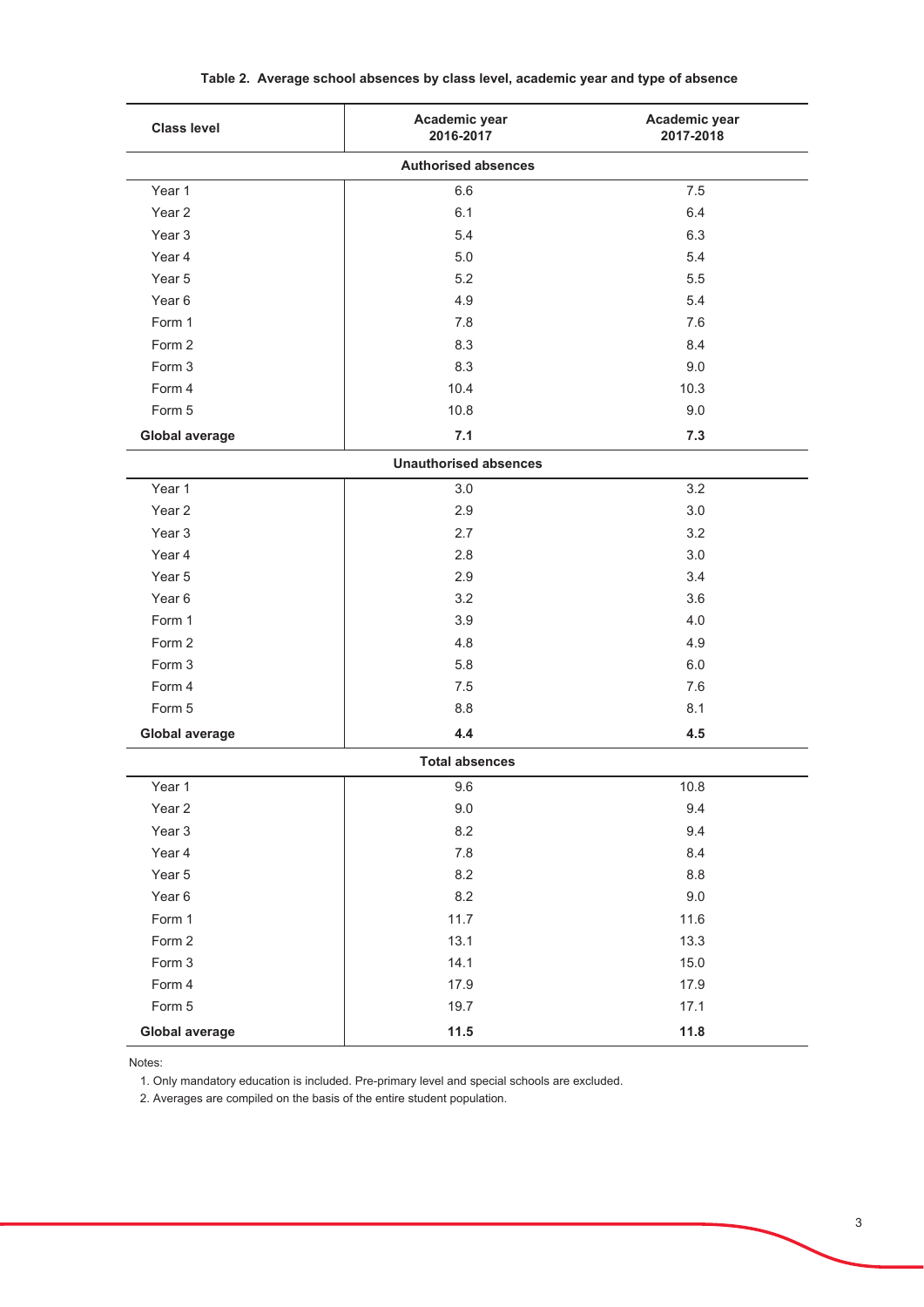**Table 2. Average school absences by class level, academic year and type of absence**

| Class level | Academic year 2016-2017 | Academic year 2017-2018 |
|---|---|---|
| **Authorised absences** | | |
| Year 1 | 6.6 | 7.5 |
| Year 2 | 6.1 | 6.4 |
| Year 3 | 5.4 | 6.3 |
| Year 4 | 5.0 | 5.4 |
| Year 5 | 5.2 | 5.5 |
| Year 6 | 4.9 | 5.4 |
| Form 1 | 7.8 | 7.6 |
| Form 2 | 8.3 | 8.4 |
| Form 3 | 8.3 | 9.0 |
| Form 4 | 10.4 | 10.3 |
| Form 5 | 10.8 | 9.0 |
| **Global average** | **7.1** | **7.3** |
| **Unauthorised absences** | | |
| Year 1 | 3.0 | 3.2 |
| Year 2 | 2.9 | 3.0 |
| Year 3 | 2.7 | 3.2 |
| Year 4 | 2.8 | 3.0 |
| Year 5 | 2.9 | 3.4 |
| Year 6 | 3.2 | 3.6 |
| Form 1 | 3.9 | 4.0 |
| Form 2 | 4.8 | 4.9 |
| Form 3 | 5.8 | 6.0 |
| Form 4 | 7.5 | 7.6 |
| Form 5 | 8.8 | 8.1 |
| **Global average** | **4.4** | **4.5** |
| **Total absences** | | |
| Year 1 | 9.6 | 10.8 |
| Year 2 | 9.0 | 9.4 |
| Year 3 | 8.2 | 9.4 |
| Year 4 | 7.8 | 8.4 |
| Year 5 | 8.2 | 8.8 |
| Year 6 | 8.2 | 9.0 |
| Form 1 | 11.7 | 11.6 |
| Form 2 | 13.1 | 13.3 |
| Form 3 | 14.1 | 15.0 |
| Form 4 | 17.9 | 17.9 |
| Form 5 | 19.7 | 17.1 |
| **Global average** | **11.5** | **11.8** |

Notes:

1. Only mandatory education is included. Pre-primary level and special schools are excluded.
2. Averages are compiled on the basis of the entire student population.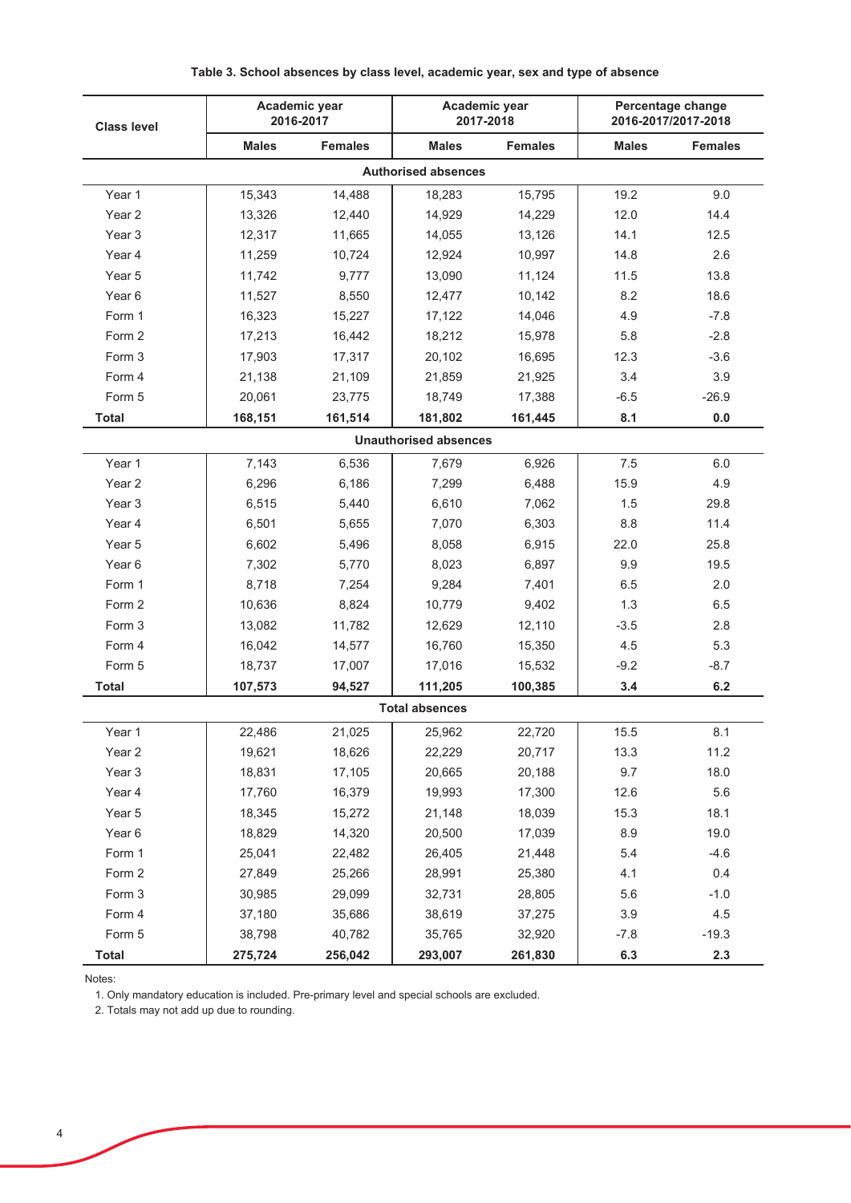**Table 3. School absences by class level, academic year, sex and type of absence**

| Class level | Academic year 2016-2017 | | Academic year 2017-2018 | | Percentage change 2016-2017/2017-2018 | |
|---|---|---|---|---|---|---|
| | Males | Females | Males | Females | Males | Females |
| **Authorised absences** | | | | | | |
| Year 1 | 15,343 | 14,488 | 18,283 | 15,795 | 19.2 | 9.0 |
| Year 2 | 13,326 | 12,440 | 14,929 | 14,229 | 12.0 | 14.4 |
| Year 3 | 12,317 | 11,665 | 14,055 | 13,126 | 14.1 | 12.5 |
| Year 4 | 11,259 | 10,724 | 12,924 | 10,997 | 14.8 | 2.6 |
| Year 5 | 11,742 | 9,777 | 13,090 | 11,124 | 11.5 | 13.8 |
| Year 6 | 11,527 | 8,550 | 12,477 | 10,142 | 8.2 | 18.6 |
| Form 1 | 16,323 | 15,227 | 17,122 | 14,046 | 4.9 | -7.8 |
| Form 2 | 17,213 | 16,442 | 18,212 | 15,978 | 5.8 | -2.8 |
| Form 3 | 17,903 | 17,317 | 20,102 | 16,695 | 12.3 | -3.6 |
| Form 4 | 21,138 | 21,109 | 21,859 | 21,925 | 3.4 | 3.9 |
| Form 5 | 20,061 | 23,775 | 18,749 | 17,388 | -6.5 | -26.9 |
| **Total** | **168,151** | **161,514** | **181,802** | **161,445** | **8.1** | **0.0** |
| **Unauthorised absences** | | | | | | |
| Year 1 | 7,143 | 6,536 | 7,679 | 6,926 | 7.5 | 6.0 |
| Year 2 | 6,296 | 6,186 | 7,299 | 6,488 | 15.9 | 4.9 |
| Year 3 | 6,515 | 5,440 | 6,610 | 7,062 | 1.5 | 29.8 |
| Year 4 | 6,501 | 5,655 | 7,070 | 6,303 | 8.8 | 11.4 |
| Year 5 | 6,602 | 5,496 | 8,058 | 6,915 | 22.0 | 25.8 |
| Year 6 | 7,302 | 5,770 | 8,023 | 6,897 | 9.9 | 19.5 |
| Form 1 | 8,718 | 7,254 | 9,284 | 7,401 | 6.5 | 2.0 |
| Form 2 | 10,636 | 8,824 | 10,779 | 9,402 | 1.3 | 6.5 |
| Form 3 | 13,082 | 11,782 | 12,629 | 12,110 | -3.5 | 2.8 |
| Form 4 | 16,042 | 14,577 | 16,760 | 15,350 | 4.5 | 5.3 |
| Form 5 | 18,737 | 17,007 | 17,016 | 15,532 | -9.2 | -8.7 |
| **Total** | **107,573** | **94,527** | **111,205** | **100,385** | **3.4** | **6.2** |
| **Total absences** | | | | | | |
| Year 1 | 22,486 | 21,025 | 25,962 | 22,720 | 15.5 | 8.1 |
| Year 2 | 19,621 | 18,626 | 22,229 | 20,717 | 13.3 | 11.2 |
| Year 3 | 18,831 | 17,105 | 20,665 | 20,188 | 9.7 | 18.0 |
| Year 4 | 17,760 | 16,379 | 19,993 | 17,300 | 12.6 | 5.6 |
| Year 5 | 18,345 | 15,272 | 21,148 | 18,039 | 15.3 | 18.1 |
| Year 6 | 18,829 | 14,320 | 20,500 | 17,039 | 8.9 | 19.0 |
| Form 1 | 25,041 | 22,482 | 26,405 | 21,448 | 5.4 | -4.6 |
| Form 2 | 27,849 | 25,266 | 28,991 | 25,380 | 4.1 | 0.4 |
| Form 3 | 30,985 | 29,099 | 32,731 | 28,805 | 5.6 | -1.0 |
| Form 4 | 37,180 | 35,686 | 38,619 | 37,275 | 3.9 | 4.5 |
| Form 5 | 38,798 | 40,782 | 35,765 | 32,920 | -7.8 | -19.3 |
| **Total** | **275,724** | **256,042** | **293,007** | **261,830** | **6.3** | **2.3** |

Notes:

1. Only mandatory education is included. Pre-primary level and special schools are excluded.
2. Totals may not add up due to rounding.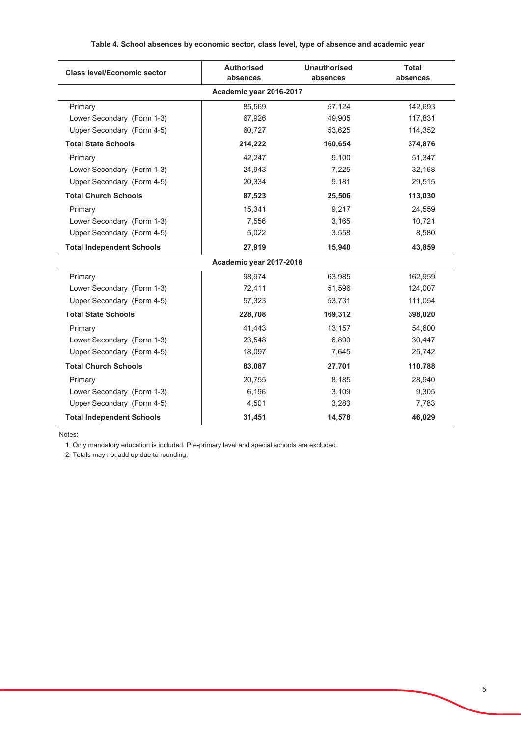**Table 4. School absences by economic sector, class level, type of absence and academic year**

| Class level/Economic sector | Authorised absences | Unauthorised absences | Total absences |
|---|---|---|---|
| **Academic year 2016-2017** | | | |
| Primary | 85,569 | 57,124 | 142,693 |
| Lower Secondary (Form 1-3) | 67,926 | 49,905 | 117,831 |
| Upper Secondary (Form 4-5) | 60,727 | 53,625 | 114,352 |
| **Total State Schools** | **214,222** | **160,654** | **374,876** |
| Primary | 42,247 | 9,100 | 51,347 |
| Lower Secondary (Form 1-3) | 24,943 | 7,225 | 32,168 |
| Upper Secondary (Form 4-5) | 20,334 | 9,181 | 29,515 |
| **Total Church Schools** | **87,523** | **25,506** | **113,030** |
| Primary | 15,341 | 9,217 | 24,559 |
| Lower Secondary (Form 1-3) | 7,556 | 3,165 | 10,721 |
| Upper Secondary (Form 4-5) | 5,022 | 3,558 | 8,580 |
| **Total Independent Schools** | **27,919** | **15,940** | **43,859** |
| **Academic year 2017-2018** | | | |
| Primary | 98,974 | 63,985 | 162,959 |
| Lower Secondary (Form 1-3) | 72,411 | 51,596 | 124,007 |
| Upper Secondary (Form 4-5) | 57,323 | 53,731 | 111,054 |
| **Total State Schools** | **228,708** | **169,312** | **398,020** |
| Primary | 41,443 | 13,157 | 54,600 |
| Lower Secondary (Form 1-3) | 23,548 | 6,899 | 30,447 |
| Upper Secondary (Form 4-5) | 18,097 | 7,645 | 25,742 |
| **Total Church Schools** | **83,087** | **27,701** | **110,788** |
| Primary | 20,755 | 8,185 | 28,940 |
| Lower Secondary (Form 1-3) | 6,196 | 3,109 | 9,305 |
| Upper Secondary (Form 4-5) | 4,501 | 3,283 | 7,783 |
| **Total Independent Schools** | **31,451** | **14,578** | **46,029** |

Notes:

1. Only mandatory education is included. Pre-primary level and special schools are excluded.
2. Totals may not add up due to rounding.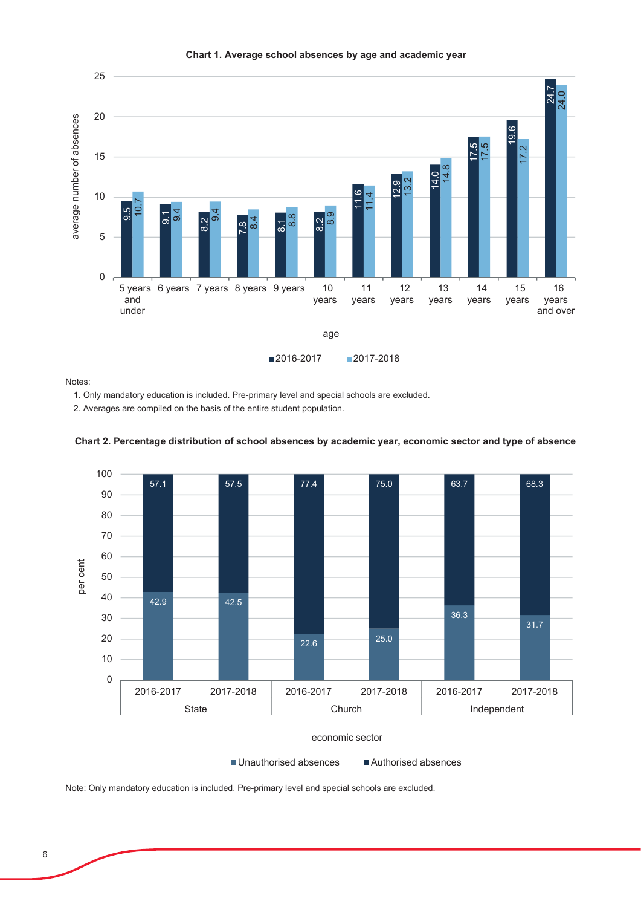**Chart 1. Average school absences by age and academic year**

| age | 2016-2017 | 2017-2018 |
|---|---|---|
| 5 years and under | 9.5 | 10.7 |
| 6 years | 9.1 | 9.4 |
| 7 years | 8.2 | 9.4 |
| 8 years | 7.8 | 8.4 |
| 9 years | 8.1 | 8.8 |
| 10 years | 8.2 | 8.9 |
| 11 years | 11.6 | 11.4 |
| 12 years | 12.9 | 13.2 |
| 13 years | 14.0 | 14.8 |
| 14 years | 17.5 | 17.5 |
| 15 years | 19.6 | 17.2 |
| 16 years and over | 24.7 | 24.0 |

Notes:

1. Only mandatory education is included. Pre-primary level and special schools are excluded.
2. Averages are compiled on the basis of the entire student population.

**Chart 2. Percentage distribution of school absences by academic year, economic sector and type of absence**

| Economic sector | Academic year | Unauthorised absences (per cent) | Authorised absences (per cent) |
|---|---|---|---|
| State | 2016-2017 | 42.9 | 57.1 |
| State | 2017-2018 | 42.5 | 57.5 |
| Church | 2016-2017 | 22.6 | 77.4 |
| Church | 2017-2018 | 25.0 | 75.0 |
| Independent | 2016-2017 | 36.3 | 63.7 |
| Independent | 2017-2018 | 31.7 | 68.3 |

Note: Only mandatory education is included. Pre-primary level and special schools are excluded.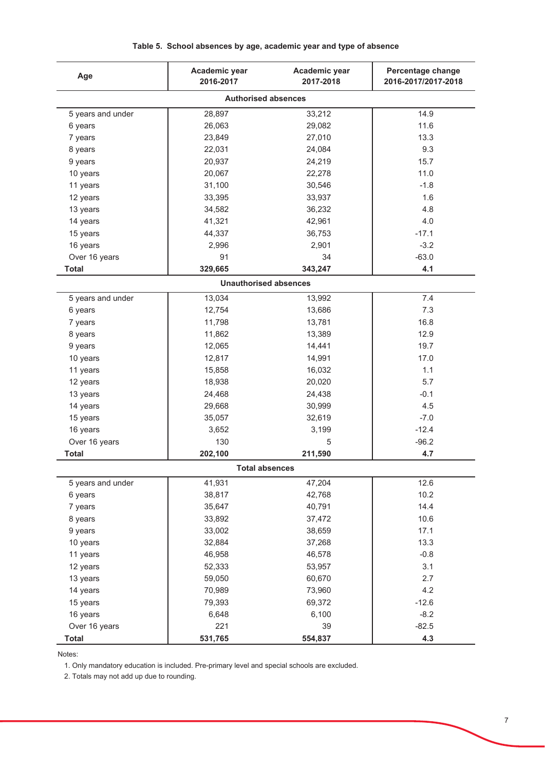**Table 5. School absences by age, academic year and type of absence**

| Age | Academic year 2016-2017 | Academic year 2017-2018 | Percentage change 2016-2017/2017-2018 |
|---|---|---|---|
| **Authorised absences** | | | |
| 5 years and under | 28,897 | 33,212 | 14.9 |
| 6 years | 26,063 | 29,082 | 11.6 |
| 7 years | 23,849 | 27,010 | 13.3 |
| 8 years | 22,031 | 24,084 | 9.3 |
| 9 years | 20,937 | 24,219 | 15.7 |
| 10 years | 20,067 | 22,278 | 11.0 |
| 11 years | 31,100 | 30,546 | -1.8 |
| 12 years | 33,395 | 33,937 | 1.6 |
| 13 years | 34,582 | 36,232 | 4.8 |
| 14 years | 41,321 | 42,961 | 4.0 |
| 15 years | 44,337 | 36,753 | -17.1 |
| 16 years | 2,996 | 2,901 | -3.2 |
| Over 16 years | 91 | 34 | -63.0 |
| **Total** | **329,665** | **343,247** | **4.1** |
| **Unauthorised absences** | | | |
| 5 years and under | 13,034 | 13,992 | 7.4 |
| 6 years | 12,754 | 13,686 | 7.3 |
| 7 years | 11,798 | 13,781 | 16.8 |
| 8 years | 11,862 | 13,389 | 12.9 |
| 9 years | 12,065 | 14,441 | 19.7 |
| 10 years | 12,817 | 14,991 | 17.0 |
| 11 years | 15,858 | 16,032 | 1.1 |
| 12 years | 18,938 | 20,020 | 5.7 |
| 13 years | 24,468 | 24,438 | -0.1 |
| 14 years | 29,668 | 30,999 | 4.5 |
| 15 years | 35,057 | 32,619 | -7.0 |
| 16 years | 3,652 | 3,199 | -12.4 |
| Over 16 years | 130 | 5 | -96.2 |
| **Total** | **202,100** | **211,590** | **4.7** |
| **Total absences** | | | |
| 5 years and under | 41,931 | 47,204 | 12.6 |
| 6 years | 38,817 | 42,768 | 10.2 |
| 7 years | 35,647 | 40,791 | 14.4 |
| 8 years | 33,892 | 37,472 | 10.6 |
| 9 years | 33,002 | 38,659 | 17.1 |
| 10 years | 32,884 | 37,268 | 13.3 |
| 11 years | 46,958 | 46,578 | -0.8 |
| 12 years | 52,333 | 53,957 | 3.1 |
| 13 years | 59,050 | 60,670 | 2.7 |
| 14 years | 70,989 | 73,960 | 4.2 |
| 15 years | 79,393 | 69,372 | -12.6 |
| 16 years | 6,648 | 6,100 | -8.2 |
| Over 16 years | 221 | 39 | -82.5 |
| **Total** | **531,765** | **554,837** | **4.3** |

Notes:

1. Only mandatory education is included. Pre-primary level and special schools are excluded.
2. Totals may not add up due to rounding.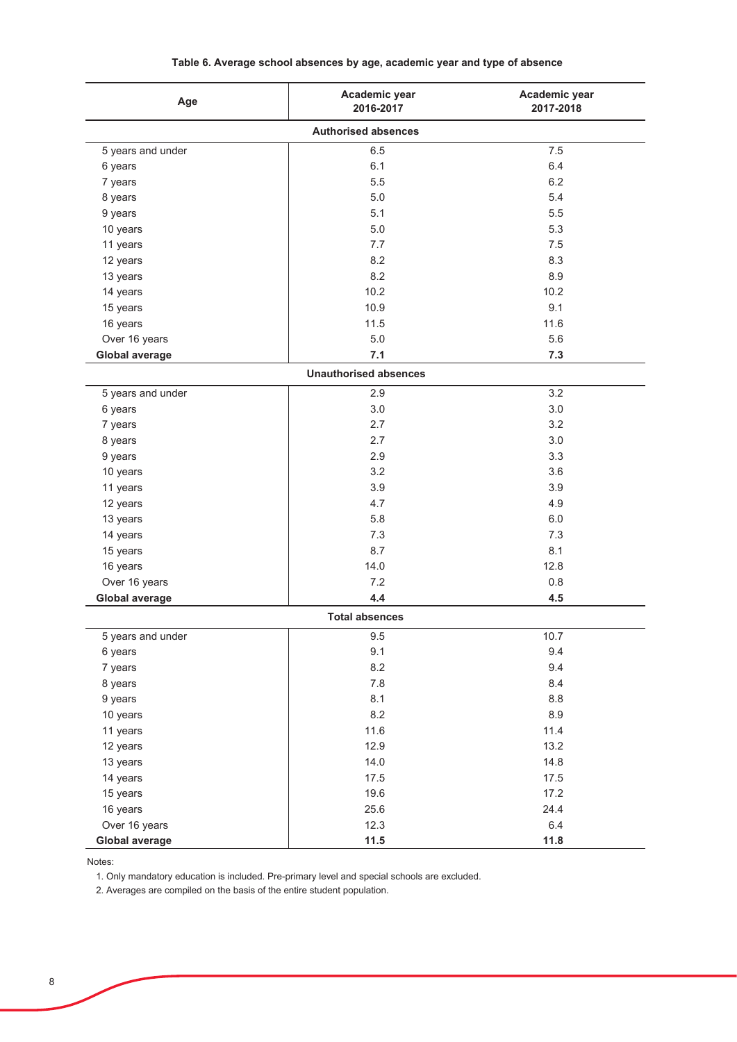**Table 6. Average school absences by age, academic year and type of absence**

| Age | Academic year 2016-2017 | Academic year 2017-2018 |
|---|---|---|
| **Authorised absences** | | |
| 5 years and under | 6.5 | 7.5 |
| 6 years | 6.1 | 6.4 |
| 7 years | 5.5 | 6.2 |
| 8 years | 5.0 | 5.4 |
| 9 years | 5.1 | 5.5 |
| 10 years | 5.0 | 5.3 |
| 11 years | 7.7 | 7.5 |
| 12 years | 8.2 | 8.3 |
| 13 years | 8.2 | 8.9 |
| 14 years | 10.2 | 10.2 |
| 15 years | 10.9 | 9.1 |
| 16 years | 11.5 | 11.6 |
| Over 16 years | 5.0 | 5.6 |
| **Global average** | **7.1** | **7.3** |
| **Unauthorised absences** | | |
| 5 years and under | 2.9 | 3.2 |
| 6 years | 3.0 | 3.0 |
| 7 years | 2.7 | 3.2 |
| 8 years | 2.7 | 3.0 |
| 9 years | 2.9 | 3.3 |
| 10 years | 3.2 | 3.6 |
| 11 years | 3.9 | 3.9 |
| 12 years | 4.7 | 4.9 |
| 13 years | 5.8 | 6.0 |
| 14 years | 7.3 | 7.3 |
| 15 years | 8.7 | 8.1 |
| 16 years | 14.0 | 12.8 |
| Over 16 years | 7.2 | 0.8 |
| **Global average** | **4.4** | **4.5** |
| **Total absences** | | |
| 5 years and under | 9.5 | 10.7 |
| 6 years | 9.1 | 9.4 |
| 7 years | 8.2 | 9.4 |
| 8 years | 7.8 | 8.4 |
| 9 years | 8.1 | 8.8 |
| 10 years | 8.2 | 8.9 |
| 11 years | 11.6 | 11.4 |
| 12 years | 12.9 | 13.2 |
| 13 years | 14.0 | 14.8 |
| 14 years | 17.5 | 17.5 |
| 15 years | 19.6 | 17.2 |
| 16 years | 25.6 | 24.4 |
| Over 16 years | 12.3 | 6.4 |
| **Global average** | **11.5** | **11.8** |

Notes:

1. Only mandatory education is included. Pre-primary level and special schools are excluded.
2. Averages are compiled on the basis of the entire student population.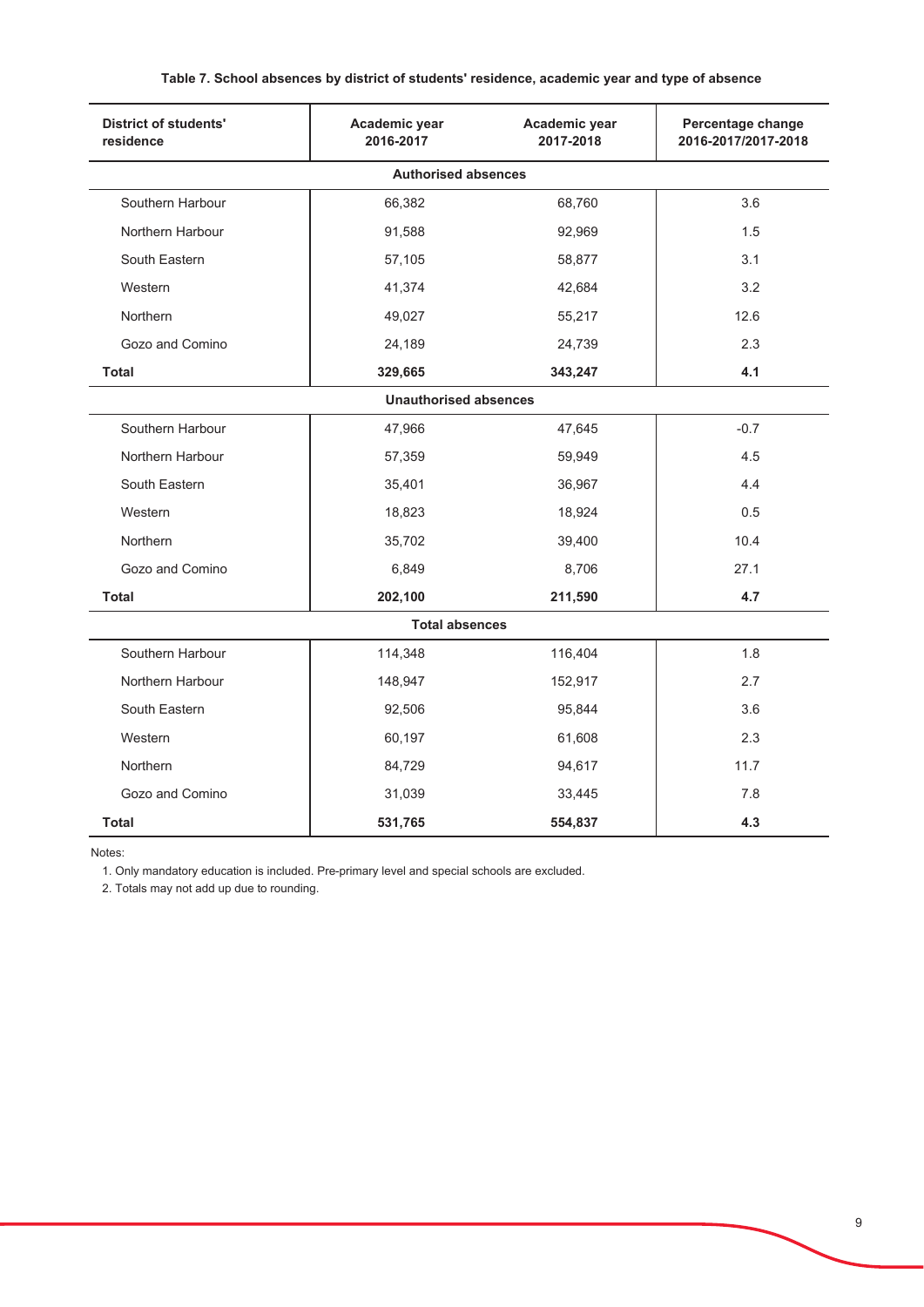**Table 7. School absences by district of students' residence, academic year and type of absence**

| District of students' residence | Academic year 2016-2017 | Academic year 2017-2018 | Percentage change 2016-2017/2017-2018 |
|---|---|---|---|
| **Authorised absences** | | | |
| Southern Harbour | 66,382 | 68,760 | 3.6 |
| Northern Harbour | 91,588 | 92,969 | 1.5 |
| South Eastern | 57,105 | 58,877 | 3.1 |
| Western | 41,374 | 42,684 | 3.2 |
| Northern | 49,027 | 55,217 | 12.6 |
| Gozo and Comino | 24,189 | 24,739 | 2.3 |
| **Total** | **329,665** | **343,247** | **4.1** |
| **Unauthorised absences** | | | |
| Southern Harbour | 47,966 | 47,645 | -0.7 |
| Northern Harbour | 57,359 | 59,949 | 4.5 |
| South Eastern | 35,401 | 36,967 | 4.4 |
| Western | 18,823 | 18,924 | 0.5 |
| Northern | 35,702 | 39,400 | 10.4 |
| Gozo and Comino | 6,849 | 8,706 | 27.1 |
| **Total** | **202,100** | **211,590** | **4.7** |
| **Total absences** | | | |
| Southern Harbour | 114,348 | 116,404 | 1.8 |
| Northern Harbour | 148,947 | 152,917 | 2.7 |
| South Eastern | 92,506 | 95,844 | 3.6 |
| Western | 60,197 | 61,608 | 2.3 |
| Northern | 84,729 | 94,617 | 11.7 |
| Gozo and Comino | 31,039 | 33,445 | 7.8 |
| **Total** | **531,765** | **554,837** | **4.3** |

Notes:

1. Only mandatory education is included. Pre-primary level and special schools are excluded.
2. Totals may not add up due to rounding.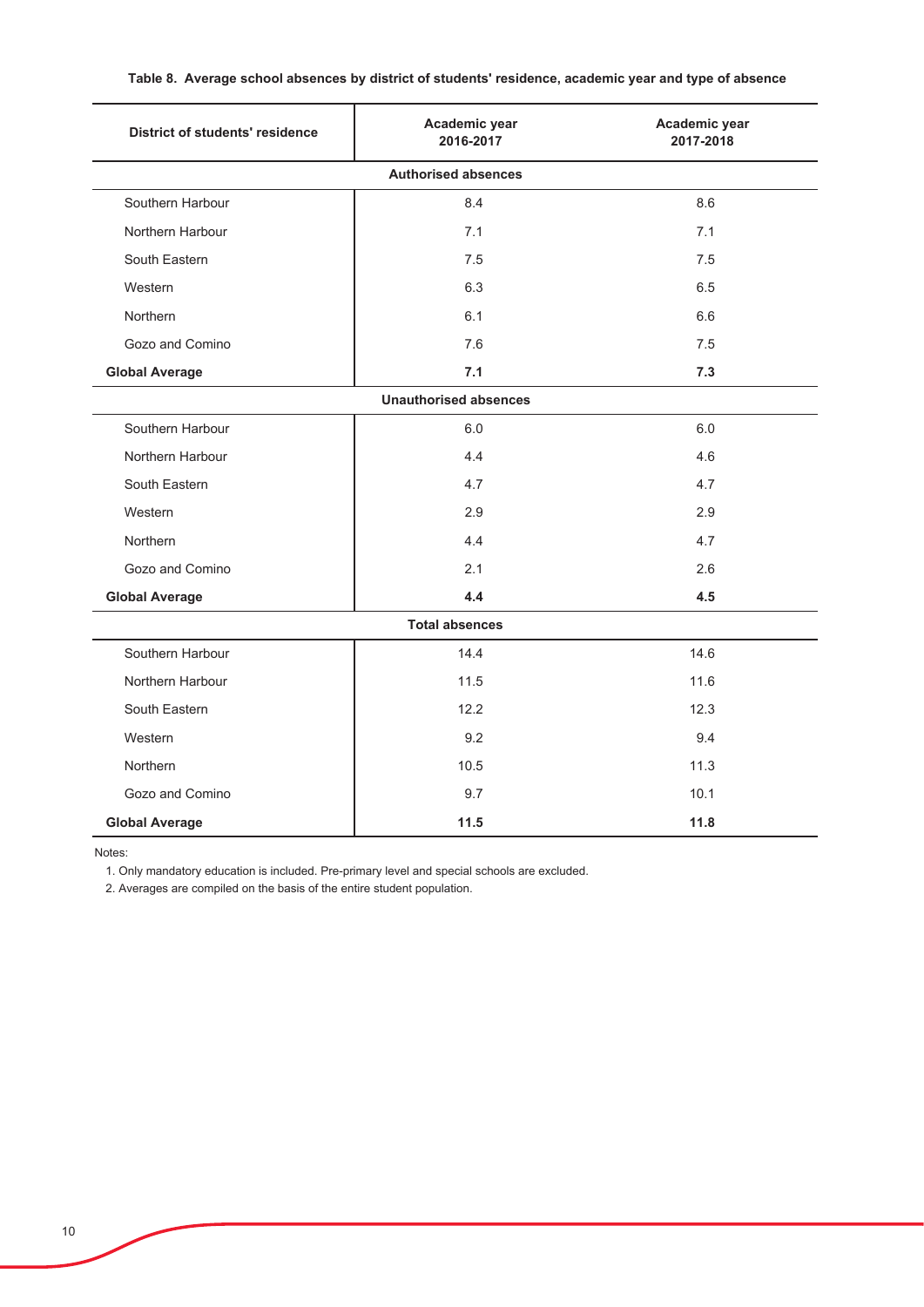**Table 8. Average school absences by district of students' residence, academic year and type of absence**

| District of students' residence | Academic year 2016-2017 | Academic year 2017-2018 |
|---|---|---|
| **Authorised absences** | | |
| Southern Harbour | 8.4 | 8.6 |
| Northern Harbour | 7.1 | 7.1 |
| South Eastern | 7.5 | 7.5 |
| Western | 6.3 | 6.5 |
| Northern | 6.1 | 6.6 |
| Gozo and Comino | 7.6 | 7.5 |
| **Global Average** | **7.1** | **7.3** |
| **Unauthorised absences** | | |
| Southern Harbour | 6.0 | 6.0 |
| Northern Harbour | 4.4 | 4.6 |
| South Eastern | 4.7 | 4.7 |
| Western | 2.9 | 2.9 |
| Northern | 4.4 | 4.7 |
| Gozo and Comino | 2.1 | 2.6 |
| **Global Average** | **4.4** | **4.5** |
| **Total absences** | | |
| Southern Harbour | 14.4 | 14.6 |
| Northern Harbour | 11.5 | 11.6 |
| South Eastern | 12.2 | 12.3 |
| Western | 9.2 | 9.4 |
| Northern | 10.5 | 11.3 |
| Gozo and Comino | 9.7 | 10.1 |
| **Global Average** | **11.5** | **11.8** |

Notes:

1. Only mandatory education is included. Pre-primary level and special schools are excluded.
2. Averages are compiled on the basis of the entire student population.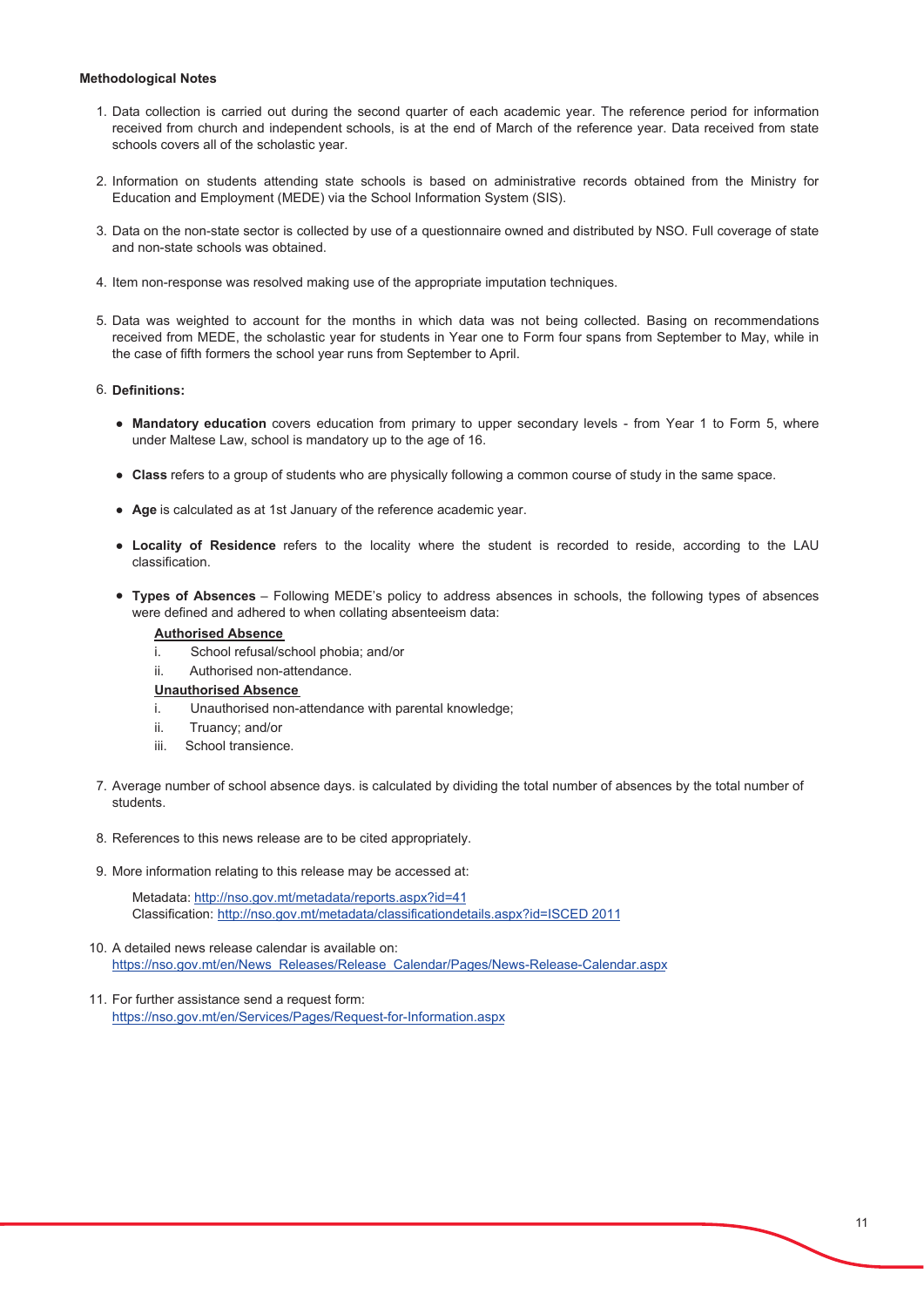**Methodological Notes**

1. Data collection is carried out during the second quarter of each academic year. The reference period for information received from church and independent schools, is at the end of March of the reference year. Data received from state schools covers all of the scholastic year.

2. Information on students attending state schools is based on administrative records obtained from the Ministry for Education and Employment (MEDE) via the School Information System (SIS).

3. Data on the non-state sector is collected by use of a questionnaire owned and distributed by NSO. Full coverage of state and non-state schools was obtained.

4. Item non-response was resolved making use of the appropriate imputation techniques.

5. Data was weighted to account for the months in which data was not being collected. Basing on recommendations received from MEDE, the scholastic year for students in Year one to Form four spans from September to May, while in the case of fifth formers the school year runs from September to April.

6. **Definitions:**

   - **Mandatory education** covers education from primary to upper secondary levels - from Year 1 to Form 5, where under Maltese Law, school is mandatory up to the age of 16.

   - **Class** refers to a group of students who are physically following a common course of study in the same space.

   - **Age** is calculated as at 1st January of the reference academic year.

   - **Locality of Residence** refers to the locality where the student is recorded to reside, according to the LAU classification.

   - **Types of Absences** – Following MEDE's policy to address absences in schools, the following types of absences were defined and adhered to when collating absenteeism data:

     **Authorised Absence**

     i. School refusal/school phobia; and/or
     ii. Authorised non-attendance.

     **Unauthorised Absence**

     i. Unauthorised non-attendance with parental knowledge;
     ii. Truancy; and/or
     iii. School transience.

7. Average number of school absence days. is calculated by dividing the total number of absences by the total number of students.

8. References to this news release are to be cited appropriately.

9. More information relating to this release may be accessed at:

   Metadata: http://nso.gov.mt/metadata/reports.aspx?id=41
   Classification: http://nso.gov.mt/metadata/classificationdetails.aspx?id=ISCED 2011

10. A detailed news release calendar is available on:
    https://nso.gov.mt/en/News_Releases/Release_Calendar/Pages/News-Release-Calendar.aspx

11. For further assistance send a request form:
    https://nso.gov.mt/en/Services/Pages/Request-for-Information.aspx